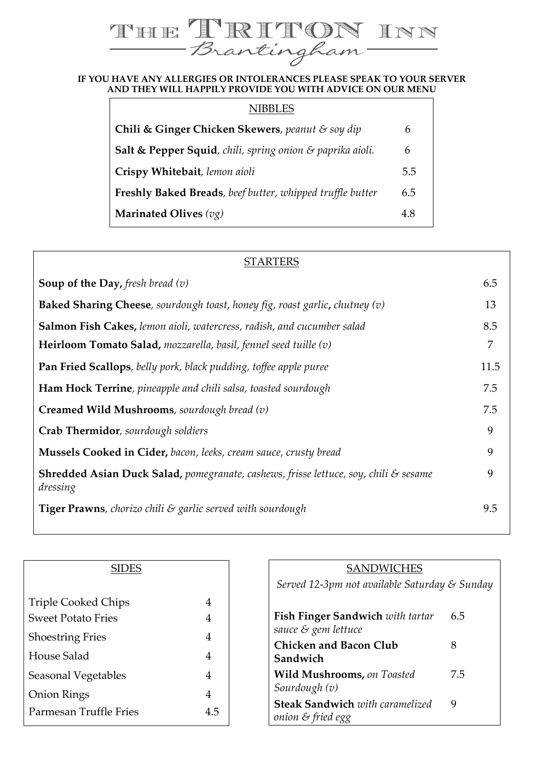# THE TRITON INN
## Brantingham

**IF YOU HAVE ANY ALLERGIES OR INTOLERANCES PLEASE SPEAK TO YOUR SERVER AND THEY WILL HAPPILY PROVIDE YOU WITH ADVICE ON OUR MENU**

### NIBBLES

| | |
|---|---|
| **Chili & Ginger Chicken Skewers**, *peanut & soy dip* | 6 |
| **Salt & Pepper Squid**, *chili, spring onion & paprika aioli.* | 6 |
| **Crispy Whitebait**, *lemon aioli* | 5.5 |
| **Freshly Baked Breads**, *beef butter, whipped truffle butter* | 6.5 |
| **Marinated Olives** *(vg)* | 4.8 |

### STARTERS

| | |
|---|---|
| **Soup of the Day,** *fresh bread (v)* | 6.5 |
| **Baked Sharing Cheese**, *sourdough toast, honey fig, roast garlic*, *chutney (v)* | 13 |
| **Salmon Fish Cakes,** *lemon aioli, watercress, radish, and cucumber salad* | 8.5 |
| **Heirloom Tomato Salad,** *mozzarella, basil, fennel seed tuille (v)* | 7 |
| **Pan Fried Scallops**, *belly pork, black pudding, toffee apple puree* | 11.5 |
| **Ham Hock Terrine**, *pineapple and chili salsa, toasted sourdough* | 7.5 |
| **Creamed Wild Mushrooms**, *sourdough bread (v)* | 7.5 |
| **Crab Thermidor**, *sourdough soldiers* | 9 |
| **Mussels Cooked in Cider,** *bacon, leeks, cream sauce, crusty bread* | 9 |
| **Shredded Asian Duck Salad,** *pomegranate, cashews, frisse lettuce, soy, chili & sesame dressing* | 9 |
| **Tiger Prawns**, *chorizo chili & garlic served with sourdough* | 9.5 |

### SIDES

| | |
|---|---|
| Triple Cooked Chips | 4 |
| Sweet Potato Fries | 4 |
| Shoestring Fries | 4 |
| House Salad | 4 |
| Seasonal Vegetables | 4 |
| Onion Rings | 4 |
| Parmesan Truffle Fries | 4.5 |

### SANDWICHES

*Served 12-3pm not available Saturday & Sunday*

| | |
|---|---|
| **Fish Finger Sandwich** *with tartar sauce & gem lettuce* | 6.5 |
| **Chicken and Bacon Club Sandwich** | 8 |
| **Wild Mushrooms,** *on Toasted Sourdough (v)* | 7.5 |
| **Steak Sandwich** *with caramelized onion & fried egg* | 9 |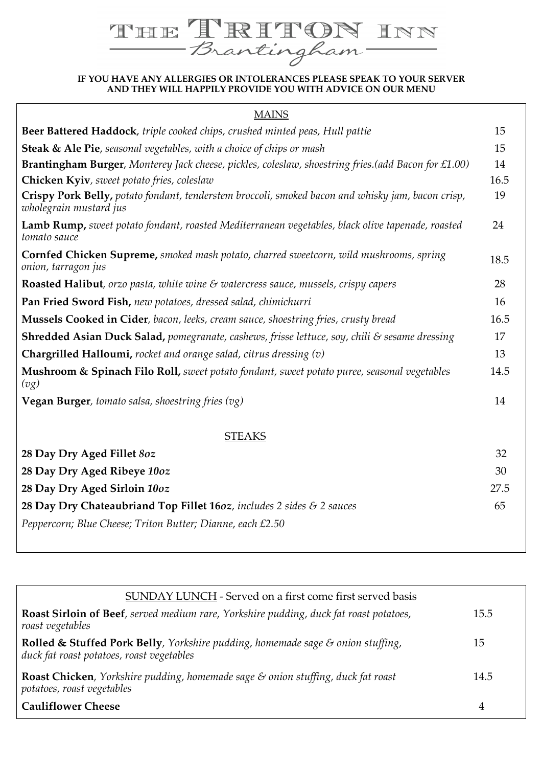# THE TRITON INN
## Brantingham

**IF YOU HAVE ANY ALLERGIES OR INTOLERANCES PLEASE SPEAK TO YOUR SERVER AND THEY WILL HAPPILY PROVIDE YOU WITH ADVICE ON OUR MENU**

### MAINS

| | |
|---|---|
| **Beer Battered Haddock**, *triple cooked chips, crushed minted peas, Hull pattie* | 15 |
| **Steak & Ale Pie**, *seasonal vegetables, with a choice of chips or mash* | 15 |
| **Brantingham Burger**, *Monterey Jack cheese, pickles, coleslaw, shoestring fries.(add Bacon for £1.00)* | 14 |
| **Chicken Kyiv**, *sweet potato fries, coleslaw* | 16.5 |
| **Crispy Pork Belly,** *potato fondant, tenderstem broccoli, smoked bacon and whisky jam, bacon crisp, wholegrain mustard jus* | 19 |
| **Lamb Rump,** *sweet potato fondant, roasted Mediterranean vegetables, black olive tapenade, roasted tomato sauce* | 24 |
| **Cornfed Chicken Supreme,** *smoked mash potato, charred sweetcorn, wild mushrooms, spring onion, tarragon jus* | 18.5 |
| **Roasted Halibut**, *orzo pasta, white wine & watercress sauce, mussels, crispy capers* | 28 |
| **Pan Fried Sword Fish,** *new potatoes, dressed salad, chimichurri* | 16 |
| **Mussels Cooked in Cider**, *bacon, leeks, cream sauce, shoestring fries, crusty bread* | 16.5 |
| **Shredded Asian Duck Salad,** *pomegranate, cashews, frisse lettuce, soy, chili & sesame dressing* | 17 |
| **Chargrilled Halloumi,** *rocket and orange salad, citrus dressing (v)* | 13 |
| **Mushroom & Spinach Filo Roll,** *sweet potato fondant, sweet potato puree, seasonal vegetables (vg)* | 14.5 |
| **Vegan Burger**, *tomato salsa, shoestring fries (vg)* | 14 |

### STEAKS

| | |
|---|---|
| **28 Day Dry Aged Fillet** *8oz* | 32 |
| **28 Day Dry Aged Ribeye** *10oz* | 30 |
| **28 Day Dry Aged Sirloin** *10oz* | 27.5 |
| **28 Day Dry Chateaubriand Top Fillet 16***oz*, *includes 2 sides & 2 sauces* | 65 |

*Peppercorn; Blue Cheese; Triton Butter; Dianne, each £2.50*

### SUNDAY LUNCH - Served on a first come first served basis

| | |
|---|---|
| **Roast Sirloin of Beef**, *served medium rare, Yorkshire pudding, duck fat roast potatoes, roast vegetables* | 15.5 |
| **Rolled & Stuffed Pork Belly**, *Yorkshire pudding, homemade sage & onion stuffing, duck fat roast potatoes, roast vegetables* | 15 |
| **Roast Chicken**, *Yorkshire pudding, homemade sage & onion stuffing, duck fat roast potatoes, roast vegetables* | 14.5 |
| **Cauliflower Cheese** | 4 |